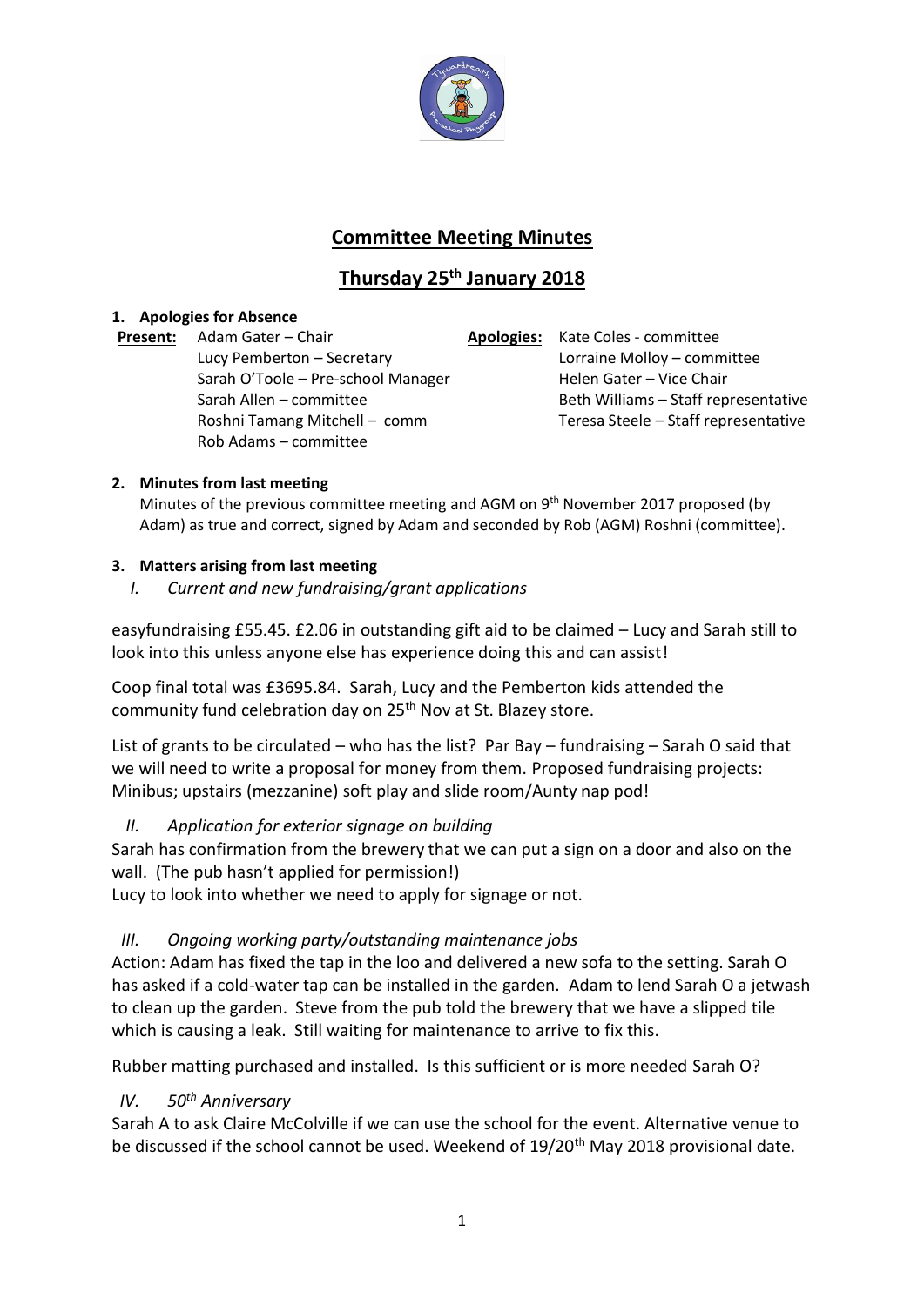# Committee Meeting Minutes

## Thursday 25th January 2018

**1. Apologies for Absence**

**Present:** Adam Gater – Chair
Lucy Pemberton – Secretary
Sarah O'Toole – Pre-school Manager
Sarah Allen – committee
Roshni Tamang Mitchell – comm
Rob Adams – committee

**Apologies:** Kate Coles - committee
Lorraine Molloy – committee
Helen Gater – Vice Chair
Beth Williams – Staff representative
Teresa Steele – Staff representative

**2. Minutes from last meeting**

Minutes of the previous committee meeting and AGM on 9th November 2017 proposed (by Adam) as true and correct, signed by Adam and seconded by Rob (AGM) Roshni (committee).

**3. Matters arising from last meeting**

*I. Current and new fundraising/grant applications*

easyfundraising £55.45. £2.06 in outstanding gift aid to be claimed – Lucy and Sarah still to look into this unless anyone else has experience doing this and can assist!

Coop final total was £3695.84. Sarah, Lucy and the Pemberton kids attended the community fund celebration day on 25th Nov at St. Blazey store.

List of grants to be circulated – who has the list? Par Bay – fundraising – Sarah O said that we will need to write a proposal for money from them. Proposed fundraising projects: Minibus; upstairs (mezzanine) soft play and slide room/Aunty nap pod!

*II. Application for exterior signage on building*

Sarah has confirmation from the brewery that we can put a sign on a door and also on the wall. (The pub hasn't applied for permission!)
Lucy to look into whether we need to apply for signage or not.

*III. Ongoing working party/outstanding maintenance jobs*

Action: Adam has fixed the tap in the loo and delivered a new sofa to the setting. Sarah O has asked if a cold-water tap can be installed in the garden. Adam to lend Sarah O a jetwash to clean up the garden. Steve from the pub told the brewery that we have a slipped tile which is causing a leak. Still waiting for maintenance to arrive to fix this.

Rubber matting purchased and installed. Is this sufficient or is more needed Sarah O?

*IV. 50th Anniversary*

Sarah A to ask Claire McColville if we can use the school for the event. Alternative venue to be discussed if the school cannot be used. Weekend of 19/20th May 2018 provisional date.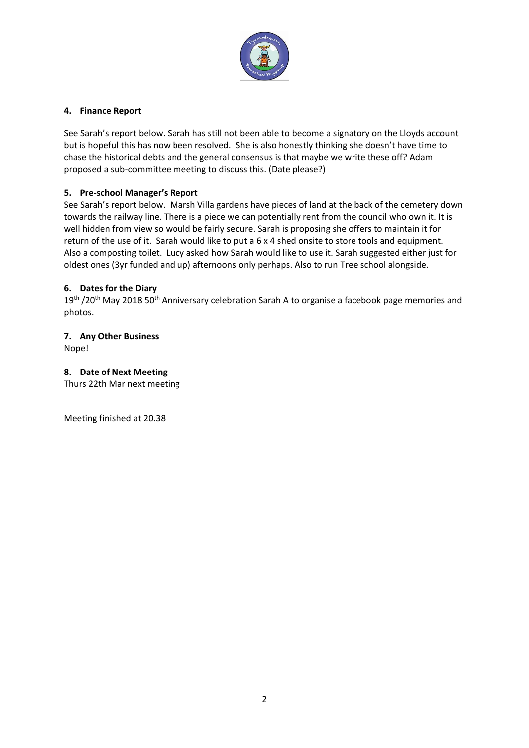**4. Finance Report**

See Sarah's report below. Sarah has still not been able to become a signatory on the Lloyds account but is hopeful this has now been resolved. She is also honestly thinking she doesn't have time to chase the historical debts and the general consensus is that maybe we write these off? Adam proposed a sub-committee meeting to discuss this. (Date please?)

**5. Pre-school Manager's Report**

See Sarah's report below. Marsh Villa gardens have pieces of land at the back of the cemetery down towards the railway line. There is a piece we can potentially rent from the council who own it. It is well hidden from view so would be fairly secure. Sarah is proposing she offers to maintain it for return of the use of it. Sarah would like to put a 6 x 4 shed onsite to store tools and equipment. Also a composting toilet. Lucy asked how Sarah would like to use it. Sarah suggested either just for oldest ones (3yr funded and up) afternoons only perhaps. Also to run Tree school alongside.

**6. Dates for the Diary**

19th /20th May 2018 50th Anniversary celebration Sarah A to organise a facebook page memories and photos.

**7. Any Other Business**

Nope!

**8. Date of Next Meeting**

Thurs 22th Mar next meeting

Meeting finished at 20.38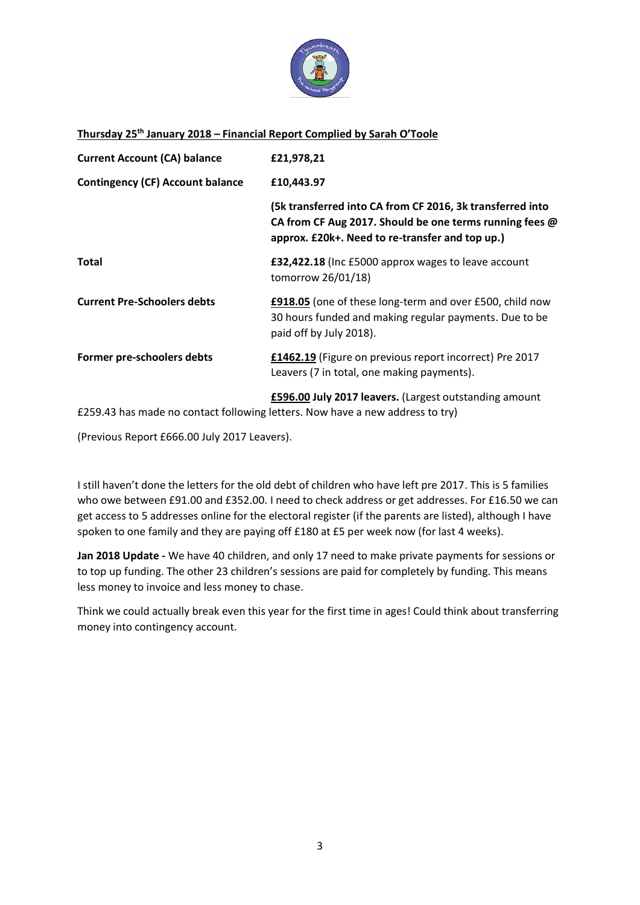**Thursday 25th January 2018 – Financial Report Complied by Sarah O'Toole**

| | |
|---|---|
| **Current Account (CA) balance** | **£21,978,21** |
| **Contingency (CF) Account balance** | **£10,443.97** |
| | **(5k transferred into CA from CF 2016, 3k transferred into CA from CF Aug 2017. Should be one terms running fees @ approx. £20k+. Need to re-transfer and top up.)** |
| **Total** | **£32,422.18** (Inc £5000 approx wages to leave account tomorrow 26/01/18) |
| **Current Pre-Schoolers debts** | **£918.05** (one of these long-term and over £500, child now 30 hours funded and making regular payments. Due to be paid off by July 2018). |
| **Former pre-schoolers debts** | **£1462.19** (Figure on previous report incorrect) Pre 2017 Leavers (7 in total, one making payments). |
| | **£596.00 July 2017 leavers.** (Largest outstanding amount |

£259.43 has made no contact following letters. Now have a new address to try)

(Previous Report £666.00 July 2017 Leavers).

I still haven't done the letters for the old debt of children who have left pre 2017. This is 5 families who owe between £91.00 and £352.00. I need to check address or get addresses. For £16.50 we can get access to 5 addresses online for the electoral register (if the parents are listed), although I have spoken to one family and they are paying off £180 at £5 per week now (for last 4 weeks).

**Jan 2018 Update -** We have 40 children, and only 17 need to make private payments for sessions or to top up funding. The other 23 children's sessions are paid for completely by funding. This means less money to invoice and less money to chase.

Think we could actually break even this year for the first time in ages! Could think about transferring money into contingency account.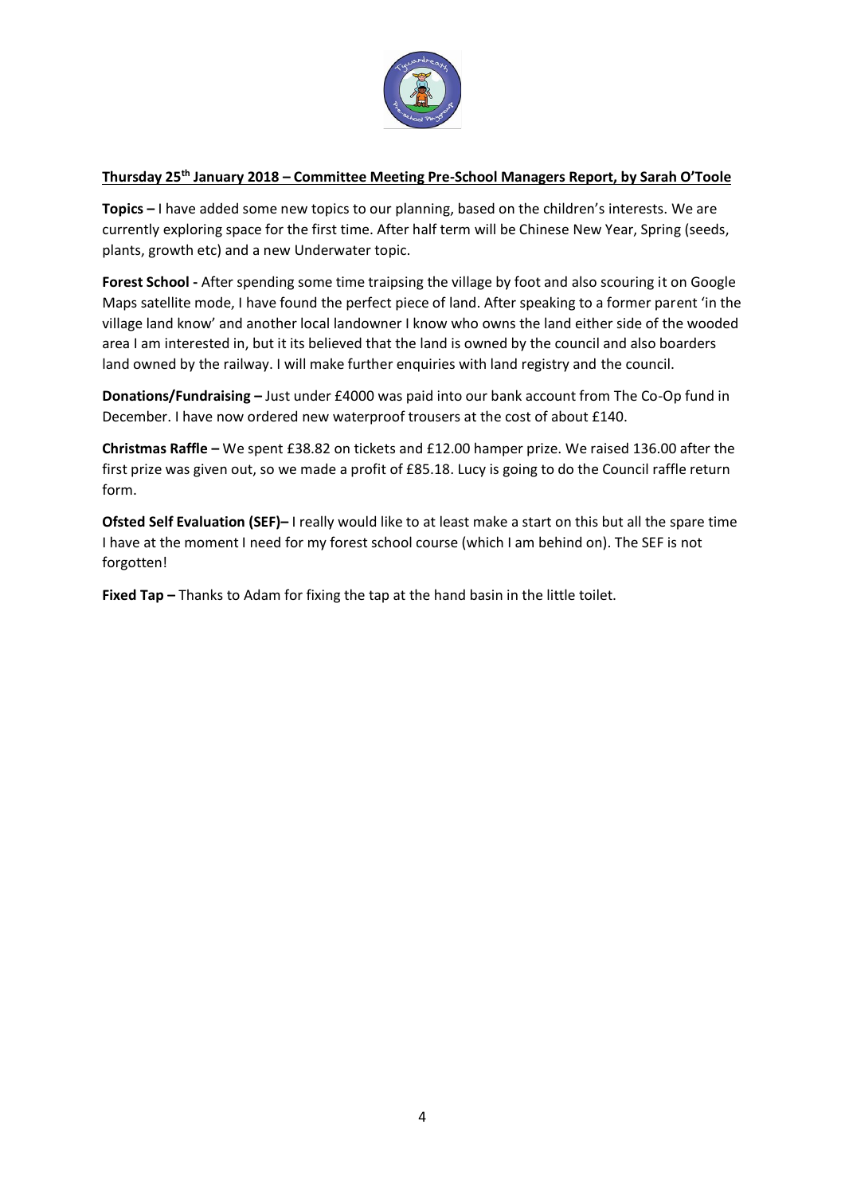**Thursday 25th January 2018 – Committee Meeting Pre-School Managers Report, by Sarah O'Toole**

**Topics –** I have added some new topics to our planning, based on the children's interests. We are currently exploring space for the first time. After half term will be Chinese New Year, Spring (seeds, plants, growth etc) and a new Underwater topic.

**Forest School -** After spending some time traipsing the village by foot and also scouring it on Google Maps satellite mode, I have found the perfect piece of land. After speaking to a former parent 'in the village land know' and another local landowner I know who owns the land either side of the wooded area I am interested in, but it its believed that the land is owned by the council and also boarders land owned by the railway. I will make further enquiries with land registry and the council.

**Donations/Fundraising –** Just under £4000 was paid into our bank account from The Co-Op fund in December. I have now ordered new waterproof trousers at the cost of about £140.

**Christmas Raffle –** We spent £38.82 on tickets and £12.00 hamper prize. We raised 136.00 after the first prize was given out, so we made a profit of £85.18. Lucy is going to do the Council raffle return form.

**Ofsted Self Evaluation (SEF)–** I really would like to at least make a start on this but all the spare time I have at the moment I need for my forest school course (which I am behind on). The SEF is not forgotten!

**Fixed Tap –** Thanks to Adam for fixing the tap at the hand basin in the little toilet.